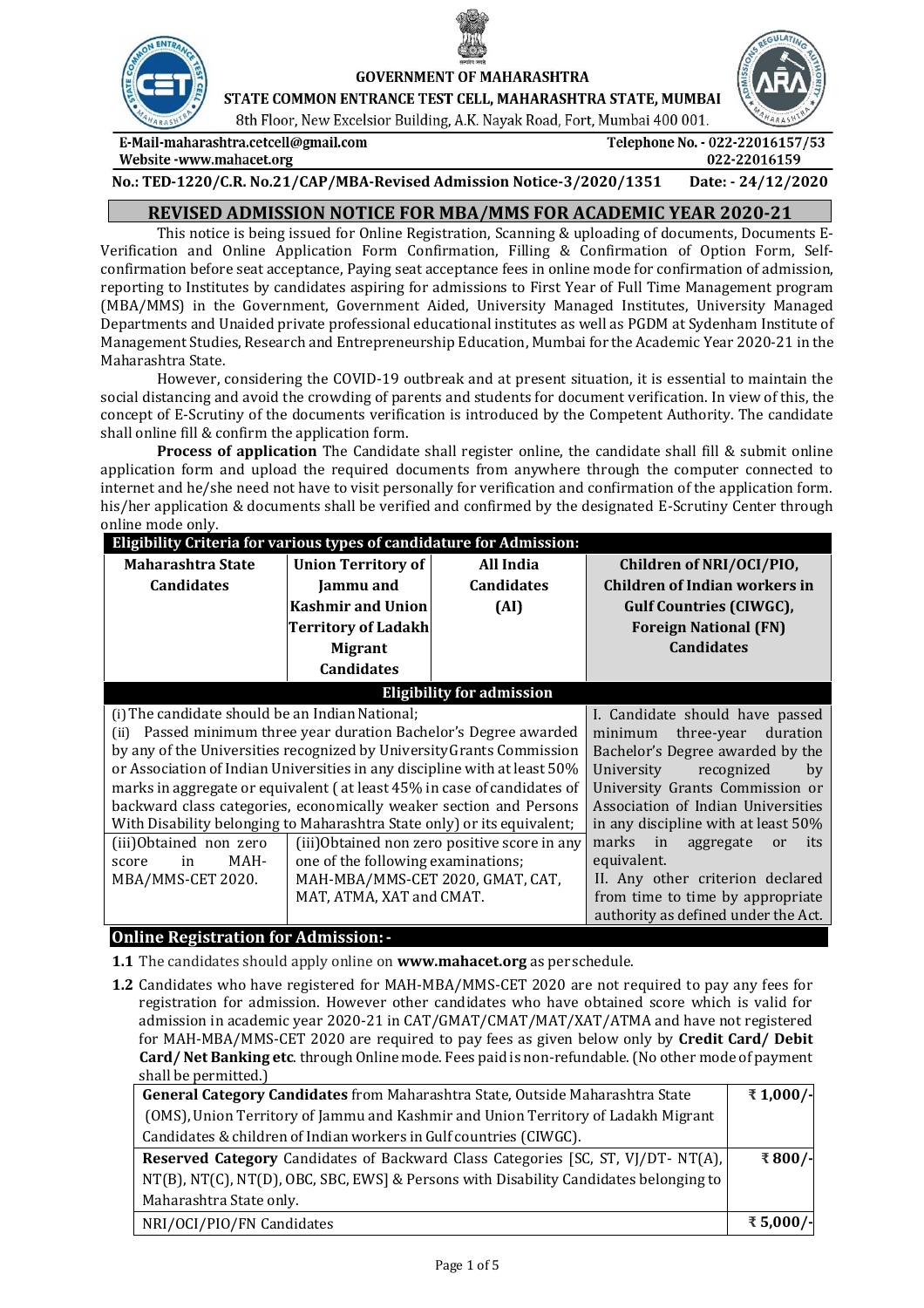**GOVERNMENT OF MAHARASHTRA**

**STATE COMMON ENTRANCE TEST CELL, MAHARASHTRA STATE, MUMBAI**

8th Floor, New Excelsior Building, A.K. Nayak Road, Fort, Mumbai 400 001.

**E-Mail-maharashtra.cetcell@gmail.com** | **Telephone No. - 022-22016157/53**
**Website -www.mahacet.org** | **022-22016159**

**No.: TED-1220/C.R. No.21/CAP/MBA-Revised Admission Notice-3/2020/1351 Date: - 24/12/2020**

# REVISED ADMISSION NOTICE FOR MBA/MMS FOR ACADEMIC YEAR 2020-21

This notice is being issued for Online Registration, Scanning & uploading of documents, Documents E-Verification and Online Application Form Confirmation, Filling & Confirmation of Option Form, Self-confirmation before seat acceptance, Paying seat acceptance fees in online mode for confirmation of admission, reporting to Institutes by candidates aspiring for admissions to First Year of Full Time Management program (MBA/MMS) in the Government, Government Aided, University Managed Institutes, University Managed Departments and Unaided private professional educational institutes as well as PGDM at Sydenham Institute of Management Studies, Research and Entrepreneurship Education, Mumbai for the Academic Year 2020-21 in the Maharashtra State.

However, considering the COVID-19 outbreak and at present situation, it is essential to maintain the social distancing and avoid the crowding of parents and students for document verification. In view of this, the concept of E-Scrutiny of the documents verification is introduced by the Competent Authority. The candidate shall online fill & confirm the application form.

**Process of application** The Candidate shall register online, the candidate shall fill & submit online application form and upload the required documents from anywhere through the computer connected to internet and he/she need not have to visit personally for verification and confirmation of the application form. his/her application & documents shall be verified and confirmed by the designated E-Scrutiny Center through online mode only.

## Eligibility Criteria for various types of candidature for Admission:

| Maharashtra State Candidates | Union Territory of Jammu and Kashmir and Union Territory of Ladakh Migrant Candidates | All India Candidates (AI) | Children of NRI/OCI/PIO, Children of Indian workers in Gulf Countries (CIWGC), Foreign National (FN) Candidates |
|---|---|---|---|
| **Eligibility for admission** | | | |
| (i) The candidate should be an Indian National;<br>(ii) Passed minimum three year duration Bachelor's Degree awarded by any of the Universities recognized by University Grants Commission or Association of Indian Universities in any discipline with at least 50% marks in aggregate or equivalent ( at least 45% in case of candidates of backward class categories, economically weaker section and Persons With Disability belonging to Maharashtra State only) or its equivalent; | | | I. Candidate should have passed minimum three-year duration Bachelor's Degree awarded by the University recognized by University Grants Commission or Association of Indian Universities in any discipline with at least 50% marks in aggregate or its equivalent.<br>II. Any other criterion declared from time to time by appropriate authority as defined under the Act. |
| (iii)Obtained non zero score in MAH-MBA/MMS-CET 2020. | (iii)Obtained non zero positive score in any one of the following examinations; MAH-MBA/MMS-CET 2020, GMAT, CAT, MAT, ATMA, XAT and CMAT. | | |

## Online Registration for Admission: -

**1.1** The candidates should apply online on **www.mahacet.org** as per schedule.

**1.2** Candidates who have registered for MAH-MBA/MMS-CET 2020 are not required to pay any fees for registration for admission. However other candidates who have obtained score which is valid for admission in academic year 2020-21 in CAT/GMAT/CMAT/MAT/XAT/ATMA and have not registered for MAH-MBA/MMS-CET 2020 are required to pay fees as given below only by **Credit Card/ Debit Card/ Net Banking etc**. through Online mode. Fees paid is non-refundable. (No other mode of payment shall be permitted.)

| Category | Fee |
|---|---|
| **General Category Candidates** from Maharashtra State, Outside Maharashtra State (OMS), Union Territory of Jammu and Kashmir and Union Territory of Ladakh Migrant Candidates & children of Indian workers in Gulf countries (CIWGC). | **₹ 1,000/-** |
| **Reserved Category** Candidates of Backward Class Categories [SC, ST, VJ/DT- NT(A), NT(B), NT(C), NT(D), OBC, SBC, EWS] & Persons with Disability Candidates belonging to Maharashtra State only. | **₹ 800/-** |
| NRI/OCI/PIO/FN Candidates | **₹ 5,000/-** |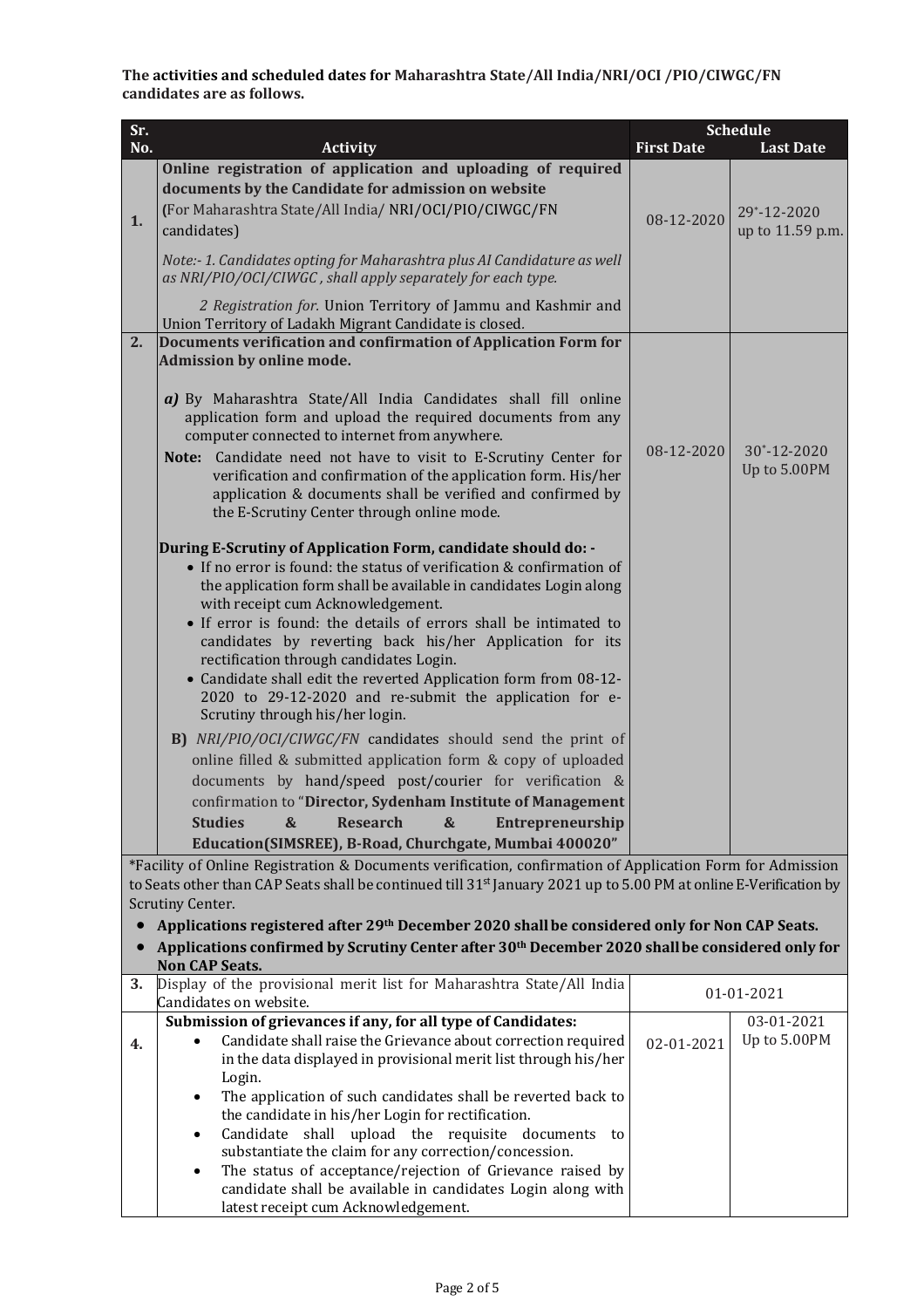**The activities and scheduled dates for Maharashtra State/All India/NRI/OCI /PIO/CIWGC/FN candidates are as follows.**

| Sr. No. | Activity | Schedule | |
|---|---|---|---|
| | | **First Date** | **Last Date** |
| **1.** | **Online registration of application and uploading of required documents by the Candidate for admission on website** **(**For Maharashtra State/All India/ NRI/OCI/PIO/CIWGC/FN candidates)<br><br>*Note:- 1. Candidates opting for Maharashtra plus AI Candidature as well as NRI/PIO/OCI/CIWGC , shall apply separately for each type.*<br><br>*2 Registration for.* Union Territory of Jammu and Kashmir and Union Territory of Ladakh Migrant Candidate is closed. | 08-12-2020 | 29*-12-2020 up to 11.59 p.m. |
| **2.** | **Documents verification and confirmation of Application Form for Admission by online mode.**<br><br>***a)*** By Maharashtra State/All India Candidates shall fill online application form and upload the required documents from any computer connected to internet from anywhere.<br>**Note:** Candidate need not have to visit to E-Scrutiny Center for verification and confirmation of the application form. His/her application & documents shall be verified and confirmed by the E-Scrutiny Center through online mode.<br><br>**During E-Scrutiny of Application Form, candidate should do: -**<br>• If no error is found: the status of verification & confirmation of the application form shall be available in candidates Login along with receipt cum Acknowledgement.<br>• If error is found: the details of errors shall be intimated to candidates by reverting back his/her Application for its rectification through candidates Login.<br>• Candidate shall edit the reverted Application form from 08-12-2020 to 29-12-2020 and re-submit the application for e-Scrutiny through his/her login.<br><br>**B)** *NRI/PIO/OCI/CIWGC/FN* candidates should send the print of online filled & submitted application form & copy of uploaded documents by hand/speed post/courier for verification & confirmation to "**Director, Sydenham Institute of Management Studies & Research & Entrepreneurship Education(SIMSREE), B-Road, Churchgate, Mumbai 400020"** | 08-12-2020 | 30*-12-2020 Up to 5.00PM |
| | \*Facility of Online Registration & Documents verification, confirmation of Application Form for Admission to Seats other than CAP Seats shall be continued till 31st January 2021 up to 5.00 PM at online E-Verification by Scrutiny Center.<br>• **Applications registered after 29th December 2020 shall be considered only for Non CAP Seats.**<br>• **Applications confirmed by Scrutiny Center after 30th December 2020 shall be considered only for Non CAP Seats.** | | |
| **3.** | Display of the provisional merit list for Maharashtra State/All India Candidates on website. | 01-01-2021 | |
| **4.** | **Submission of grievances if any, for all type of Candidates:**<br>• Candidate shall raise the Grievance about correction required in the data displayed in provisional merit list through his/her Login.<br>• The application of such candidates shall be reverted back to the candidate in his/her Login for rectification.<br>• Candidate shall upload the requisite documents to substantiate the claim for any correction/concession.<br>• The status of acceptance/rejection of Grievance raised by candidate shall be available in candidates Login along with latest receipt cum Acknowledgement. | 02-01-2021 | 03-01-2021 Up to 5.00PM |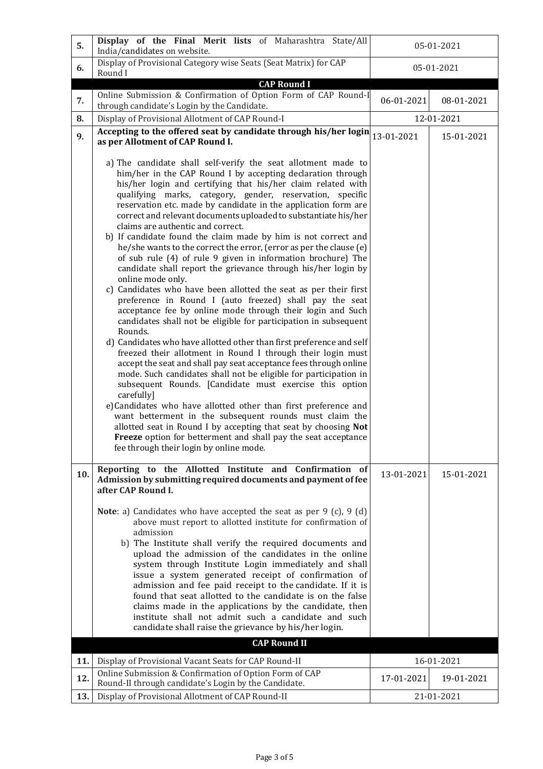| | | | |
|---|---|---|---|
| 5. | **Display of the Final Merit lists** of Maharashtra State/All India/candidates on website. | 05-01-2021 | |
| 6. | Display of Provisional Category wise Seats (Seat Matrix) for CAP Round I | 05-01-2021 | |
| | **CAP Round I** | | |
| 7. | Online Submission & Confirmation of Option Form of CAP Round-I through candidate's Login by the Candidate. | 06-01-2021 | 08-01-2021 |
| 8. | Display of Provisional Allotment of CAP Round-I | 12-01-2021 | |
| 9. | **Accepting to the offered seat by candidate through his/her login as per Allotment of CAP Round I.**<br><br>a) The candidate shall self-verify the seat allotment made to him/her in the CAP Round I by accepting declaration through his/her login and certifying that his/her claim related with qualifying marks, category, gender, reservation, specific reservation etc. made by candidate in the application form are correct and relevant documents uploaded to substantiate his/her claims are authentic and correct.<br>b) If candidate found the claim made by him is not correct and he/she wants to the correct the error, (error as per the clause (e) of sub rule (4) of rule 9 given in information brochure) The candidate shall report the grievance through his/her login by online mode only.<br>c) Candidates who have been allotted the seat as per their first preference in Round I (auto freezed) shall pay the seat acceptance fee by online mode through their login and Such candidates shall not be eligible for participation in subsequent Rounds.<br>d) Candidates who have allotted other than first preference and self freezed their allotment in Round I through their login must accept the seat and shall pay seat acceptance fees through online mode. Such candidates shall not be eligible for participation in subsequent Rounds. [Candidate must exercise this option carefully]<br>e) Candidates who have allotted other than first preference and want betterment in the subsequent rounds must claim the allotted seat in Round I by accepting that seat by choosing **Not Freeze** option for betterment and shall pay the seat acceptance fee through their login by online mode. | 13-01-2021 | 15-01-2021 |
| 10. | **Reporting to the Allotted Institute and Confirmation of Admission by submitting required documents and payment of fee after CAP Round I.**<br><br>**Note**: a) Candidates who have accepted the seat as per 9 (c), 9 (d) above must report to allotted institute for confirmation of admission<br>b) The Institute shall verify the required documents and upload the admission of the candidates in the online system through Institute Login immediately and shall issue a system generated receipt of confirmation of admission and fee paid receipt to the candidate. If it is found that seat allotted to the candidate is on the false claims made in the applications by the candidate, then institute shall not admit such a candidate and such candidate shall raise the grievance by his/her login. | 13-01-2021 | 15-01-2021 |
| | **CAP Round II** | | |
| 11. | Display of Provisional Vacant Seats for CAP Round-II | 16-01-2021 | |
| 12. | Online Submission & Confirmation of Option Form of CAP Round-II through candidate's Login by the Candidate. | 17-01-2021 | 19-01-2021 |
| 13. | Display of Provisional Allotment of CAP Round-II | 21-01-2021 | |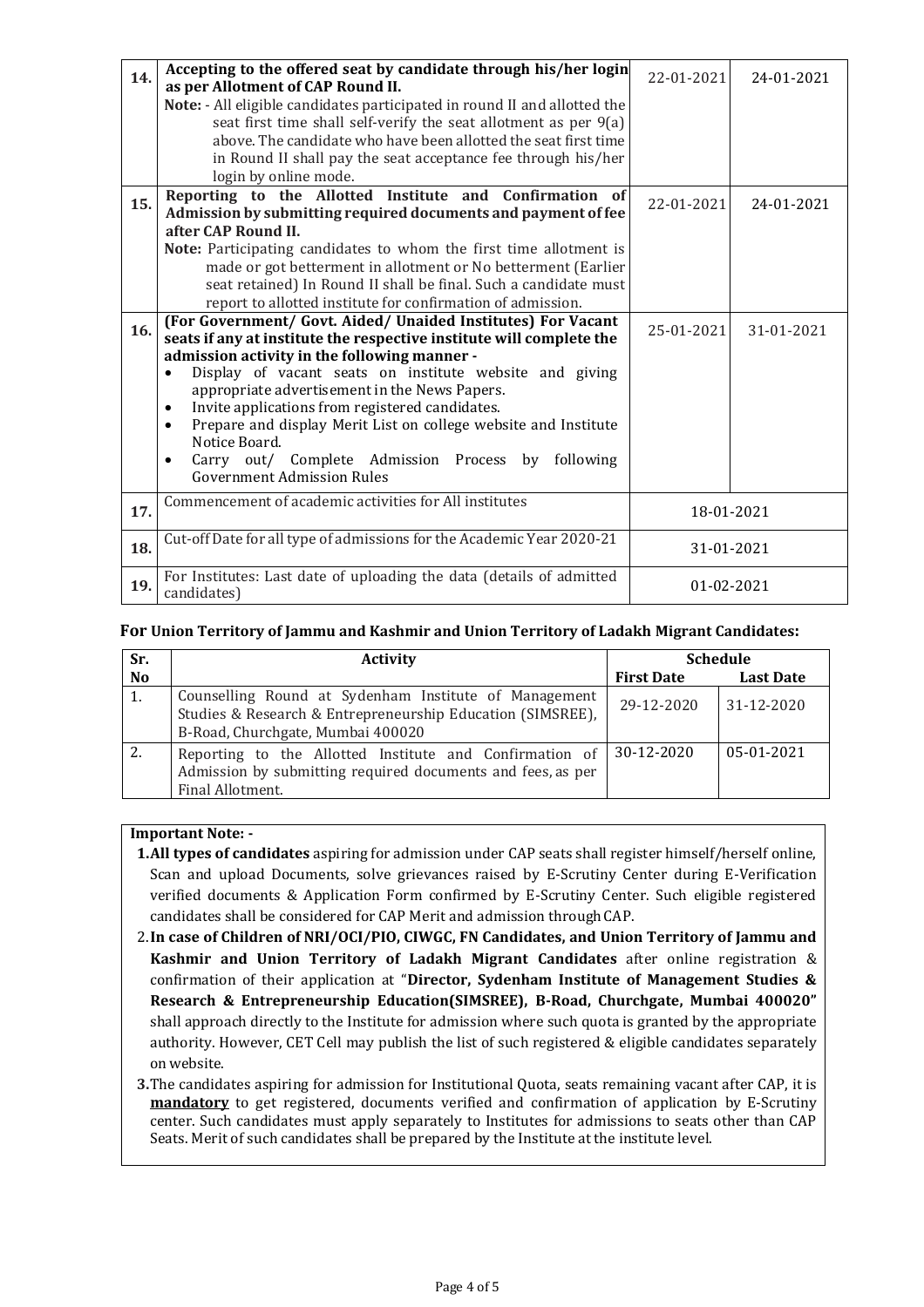| 14. | **Accepting to the offered seat by candidate through his/her login as per Allotment of CAP Round II.**<br>**Note:** - All eligible candidates participated in round II and allotted the seat first time shall self-verify the seat allotment as per 9(a) above. The candidate who have been allotted the seat first time in Round II shall pay the seat acceptance fee through his/her login by online mode. | 22-01-2021 | 24-01-2021 |
|---|---|---|---|
| 15. | **Reporting to the Allotted Institute and Confirmation of Admission by submitting required documents and payment of fee after CAP Round II.**<br>**Note:** Participating candidates to whom the first time allotment is made or got betterment in allotment or No betterment (Earlier seat retained) In Round II shall be final. Such a candidate must report to allotted institute for confirmation of admission. | 22-01-2021 | 24-01-2021 |
| 16. | **(For Government/ Govt. Aided/ Unaided Institutes) For Vacant seats if any at institute the respective institute will complete the admission activity in the following manner -**<br>• Display of vacant seats on institute website and giving appropriate advertisement in the News Papers.<br>• Invite applications from registered candidates.<br>• Prepare and display Merit List on college website and Institute Notice Board.<br>• Carry out/ Complete Admission Process by following Government Admission Rules | 25-01-2021 | 31-01-2021 |
| 17. | Commencement of academic activities for All institutes | 18-01-2021 | |
| 18. | Cut-off Date for all type of admissions for the Academic Year 2020-21 | 31-01-2021 | |
| 19. | For Institutes: Last date of uploading the data (details of admitted candidates) | 01-02-2021 | |

**For Union Territory of Jammu and Kashmir and Union Territory of Ladakh Migrant Candidates:**

| Sr. No | Activity | Schedule | |
|---|---|---|---|
| | | **First Date** | **Last Date** |
| 1. | Counselling Round at Sydenham Institute of Management Studies & Research & Entrepreneurship Education (SIMSREE), B-Road, Churchgate, Mumbai 400020 | 29-12-2020 | 31-12-2020 |
| 2. | Reporting to the Allotted Institute and Confirmation of Admission by submitting required documents and fees, as per Final Allotment. | 30-12-2020 | 05-01-2021 |

**Important Note: -**

1. **All types of candidates** aspiring for admission under CAP seats shall register himself/herself online, Scan and upload Documents, solve grievances raised by E-Scrutiny Center during E-Verification verified documents & Application Form confirmed by E-Scrutiny Center. Such eligible registered candidates shall be considered for CAP Merit and admission through CAP.
2. **In case of Children of NRI/OCI/PIO, CIWGC, FN Candidates, and Union Territory of Jammu and Kashmir and Union Territory of Ladakh Migrant Candidates** after online registration & confirmation of their application at "**Director, Sydenham Institute of Management Studies & Research & Entrepreneurship Education(SIMSREE), B-Road, Churchgate, Mumbai 400020"** shall approach directly to the Institute for admission where such quota is granted by the appropriate authority. However, CET Cell may publish the list of such registered & eligible candidates separately on website.
3. The candidates aspiring for admission for Institutional Quota, seats remaining vacant after CAP, it is **mandatory** to get registered, documents verified and confirmation of application by E-Scrutiny center. Such candidates must apply separately to Institutes for admissions to seats other than CAP Seats. Merit of such candidates shall be prepared by the Institute at the institute level.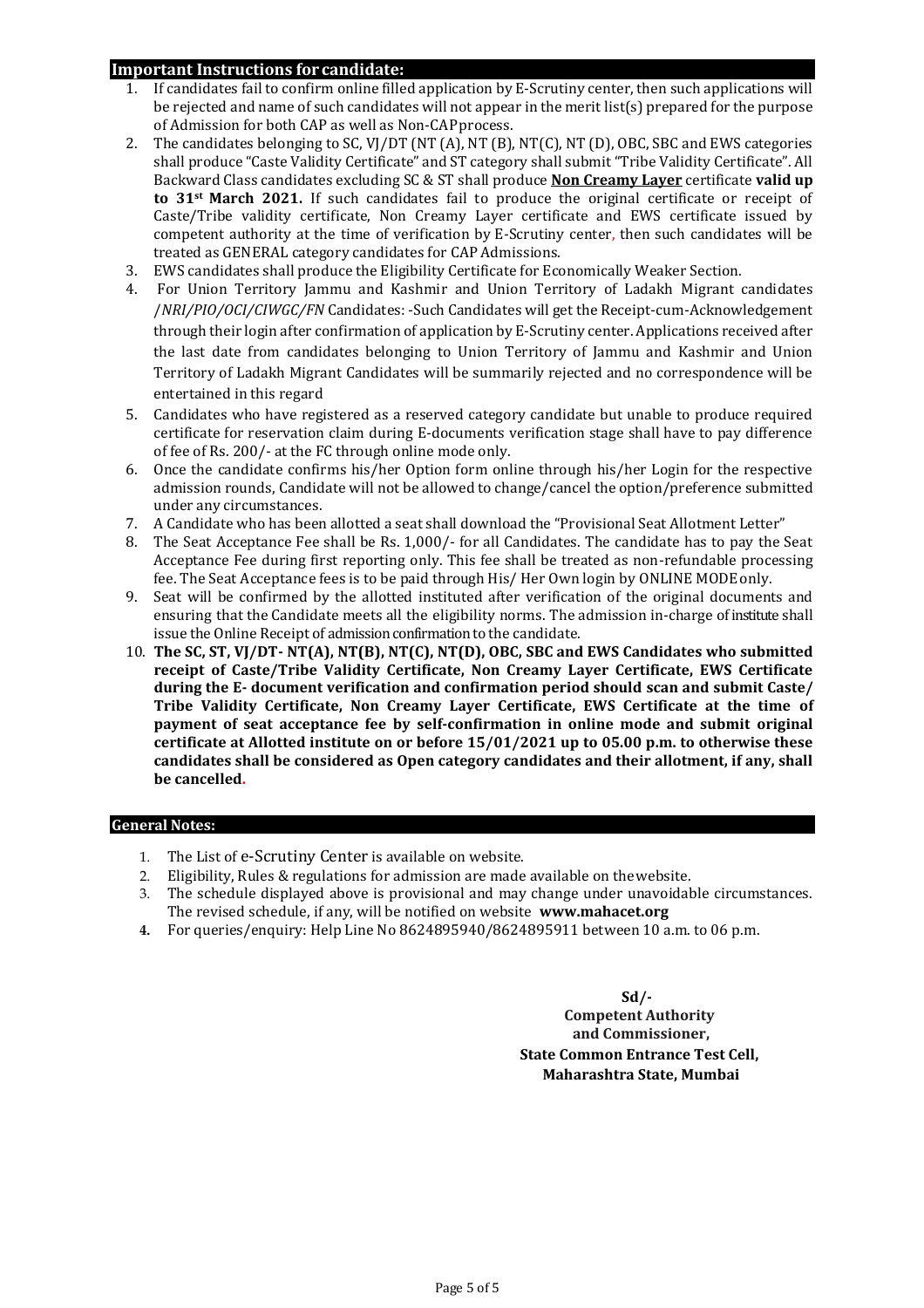## Important Instructions for candidate:

1. If candidates fail to confirm online filled application by E-Scrutiny center, then such applications will be rejected and name of such candidates will not appear in the merit list(s) prepared for the purpose of Admission for both CAP as well as Non-CAP process.
2. The candidates belonging to SC, VJ/DT (NT (A), NT (B), NT(C), NT (D), OBC, SBC and EWS categories shall produce "Caste Validity Certificate" and ST category shall submit "Tribe Validity Certificate". All Backward Class candidates excluding SC & ST shall produce **Non Creamy Layer** certificate **valid up to 31st March 2021.** If such candidates fail to produce the original certificate or receipt of Caste/Tribe validity certificate, Non Creamy Layer certificate and EWS certificate issued by competent authority at the time of verification by E-Scrutiny center, then such candidates will be treated as GENERAL category candidates for CAP Admissions.
3. EWS candidates shall produce the Eligibility Certificate for Economically Weaker Section.
4. For Union Territory Jammu and Kashmir and Union Territory of Ladakh Migrant candidates /*NRI/PIO/OCI/CIWGC/FN* Candidates: -Such Candidates will get the Receipt-cum-Acknowledgement through their login after confirmation of application by E-Scrutiny center. Applications received after the last date from candidates belonging to Union Territory of Jammu and Kashmir and Union Territory of Ladakh Migrant Candidates will be summarily rejected and no correspondence will be entertained in this regard
5. Candidates who have registered as a reserved category candidate but unable to produce required certificate for reservation claim during E-documents verification stage shall have to pay difference of fee of Rs. 200/- at the FC through online mode only.
6. Once the candidate confirms his/her Option form online through his/her Login for the respective admission rounds, Candidate will not be allowed to change/cancel the option/preference submitted under any circumstances.
7. A Candidate who has been allotted a seat shall download the "Provisional Seat Allotment Letter"
8. The Seat Acceptance Fee shall be Rs. 1,000/- for all Candidates. The candidate has to pay the Seat Acceptance Fee during first reporting only. This fee shall be treated as non-refundable processing fee. The Seat Acceptance fees is to be paid through His/ Her Own login by ONLINE MODE only.
9. Seat will be confirmed by the allotted instituted after verification of the original documents and ensuring that the Candidate meets all the eligibility norms. The admission in-charge of institute shall issue the Online Receipt of admission confirmation to the candidate.
10. **The SC, ST, VJ/DT- NT(A), NT(B), NT(C), NT(D), OBC, SBC and EWS Candidates who submitted receipt of Caste/Tribe Validity Certificate, Non Creamy Layer Certificate, EWS Certificate during the E- document verification and confirmation period should scan and submit Caste/ Tribe Validity Certificate, Non Creamy Layer Certificate, EWS Certificate at the time of payment of seat acceptance fee by self-confirmation in online mode and submit original certificate at Allotted institute on or before 15/01/2021 up to 05.00 p.m. to otherwise these candidates shall be considered as Open category candidates and their allotment, if any, shall be cancelled.**

## General Notes:

1. The List of e-Scrutiny Center is available on website.
2. Eligibility, Rules & regulations for admission are made available on the website.
3. The schedule displayed above is provisional and may change under unavoidable circumstances. The revised schedule, if any, will be notified on website **www.mahacet.org**
4. For queries/enquiry: Help Line No 8624895940/8624895911 between 10 a.m. to 06 p.m.

**Sd/-**
**Competent Authority**
**and Commissioner,**
**State Common Entrance Test Cell,**
**Maharashtra State, Mumbai**